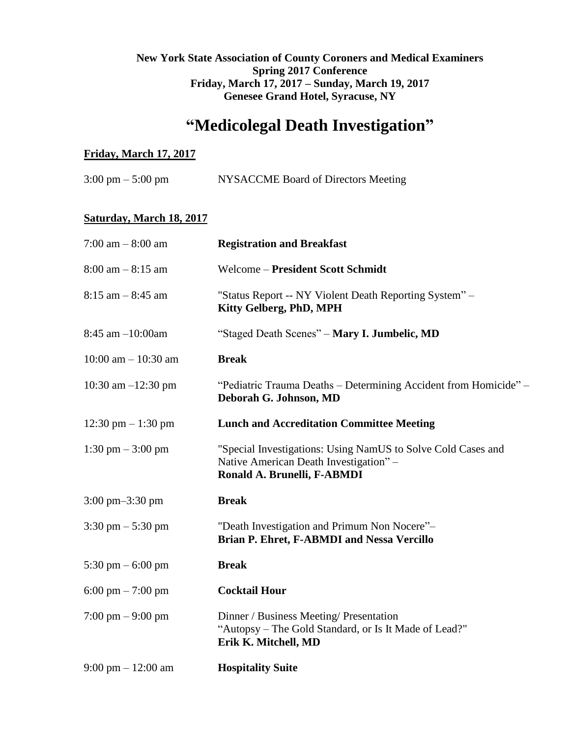**New York State Association of County Coroners and Medical Examiners**
**Spring 2017 Conference**
**Friday, March 17, 2017 – Sunday, March 19, 2017**
**Genesee Grand Hotel, Syracuse, NY**

# "Medicolegal Death Investigation"

**Friday, March 17, 2017**

| | |
|---|---|
| 3:00 pm – 5:00 pm | NYSACCME Board of Directors Meeting |

**Saturday, March 18, 2017**

| | |
|---|---|
| 7:00 am – 8:00 am | **Registration and Breakfast** |
| 8:00 am – 8:15 am | Welcome – **President Scott Schmidt** |
| 8:15 am – 8:45 am | "Status Report -- NY Violent Death Reporting System" – **Kitty Gelberg, PhD, MPH** |
| 8:45 am –10:00am | "Staged Death Scenes" – **Mary I. Jumbelic, MD** |
| 10:00 am – 10:30 am | **Break** |
| 10:30 am –12:30 pm | "Pediatric Trauma Deaths – Determining Accident from Homicide" – **Deborah G. Johnson, MD** |
| 12:30 pm – 1:30 pm | **Lunch and Accreditation Committee Meeting** |
| 1:30 pm – 3:00 pm | "Special Investigations: Using NamUS to Solve Cold Cases and Native American Death Investigation" – **Ronald A. Brunelli, F-ABMDI** |
| 3:00 pm–3:30 pm | **Break** |
| 3:30 pm – 5:30 pm | "Death Investigation and Primum Non Nocere"– **Brian P. Ehret, F-ABMDI and Nessa Vercillo** |
| 5:30 pm – 6:00 pm | **Break** |
| 6:00 pm – 7:00 pm | **Cocktail Hour** |
| 7:00 pm – 9:00 pm | Dinner / Business Meeting/ Presentation "Autopsy – The Gold Standard, or Is It Made of Lead?" **Erik K. Mitchell, MD** |
| 9:00 pm – 12:00 am | **Hospitality Suite** |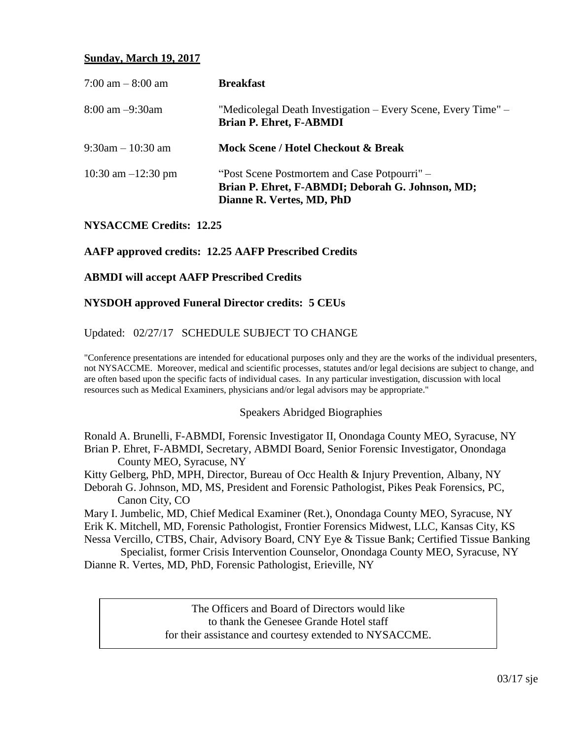**Sunday, March 19, 2017**

| | |
|---|---|
| 7:00 am – 8:00 am | **Breakfast** |
| 8:00 am –9:30am | "Medicolegal Death Investigation – Every Scene, Every Time" – **Brian P. Ehret, F-ABMDI** |
| 9:30am – 10:30 am | **Mock Scene / Hotel Checkout & Break** |
| 10:30 am –12:30 pm | "Post Scene Postmortem and Case Potpourri" – **Brian P. Ehret, F-ABMDI; Deborah G. Johnson, MD; Dianne R. Vertes, MD, PhD** |

**NYSACCME Credits: 12.25**

**AAFP approved credits: 12.25 AAFP Prescribed Credits**

**ABMDI will accept AAFP Prescribed Credits**

**NYSDOH approved Funeral Director credits: 5 CEUs**

Updated: 02/27/17 SCHEDULE SUBJECT TO CHANGE

"Conference presentations are intended for educational purposes only and they are the works of the individual presenters, not NYSACCME. Moreover, medical and scientific processes, statutes and/or legal decisions are subject to change, and are often based upon the specific facts of individual cases. In any particular investigation, discussion with local resources such as Medical Examiners, physicians and/or legal advisors may be appropriate."

Speakers Abridged Biographies

Ronald A. Brunelli, F-ABMDI, Forensic Investigator II, Onondaga County MEO, Syracuse, NY
Brian P. Ehret, F-ABMDI, Secretary, ABMDI Board, Senior Forensic Investigator, Onondaga County MEO, Syracuse, NY
Kitty Gelberg, PhD, MPH, Director, Bureau of Occ Health & Injury Prevention, Albany, NY
Deborah G. Johnson, MD, MS, President and Forensic Pathologist, Pikes Peak Forensics, PC, Canon City, CO
Mary I. Jumbelic, MD, Chief Medical Examiner (Ret.), Onondaga County MEO, Syracuse, NY
Erik K. Mitchell, MD, Forensic Pathologist, Frontier Forensics Midwest, LLC, Kansas City, KS
Nessa Vercillo, CTBS, Chair, Advisory Board, CNY Eye & Tissue Bank; Certified Tissue Banking Specialist, former Crisis Intervention Counselor, Onondaga County MEO, Syracuse, NY
Dianne R. Vertes, MD, PhD, Forensic Pathologist, Erieville, NY

The Officers and Board of Directors would like to thank the Genesee Grande Hotel staff for their assistance and courtesy extended to NYSACCME.

03/17 sje